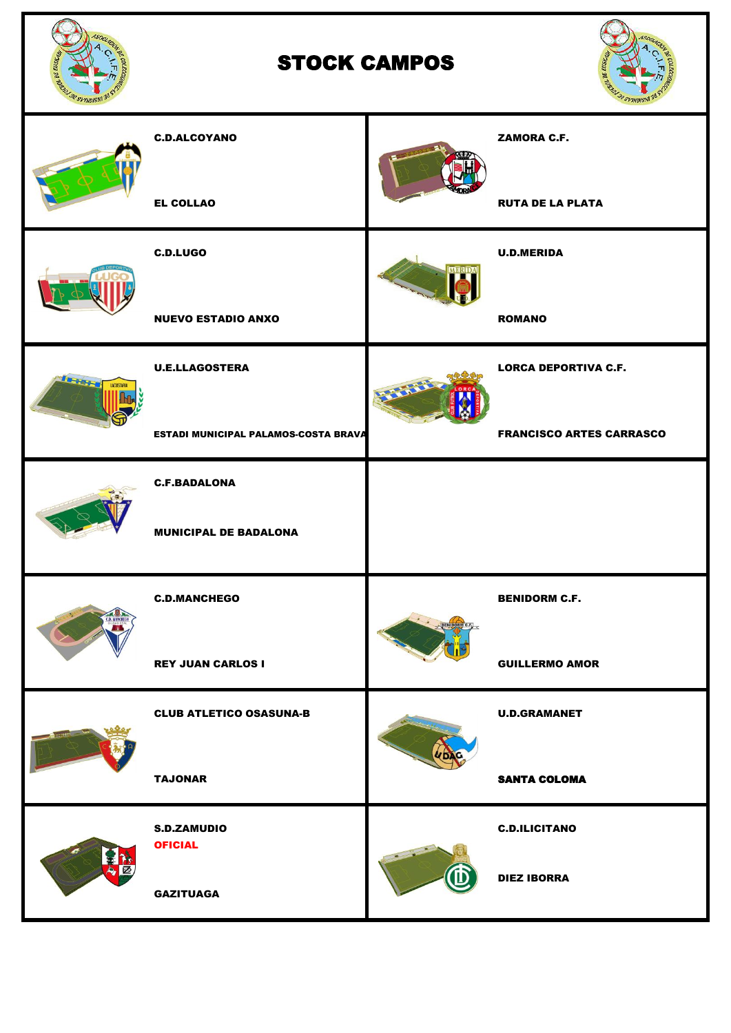# STOCK CAMPOS

| | |
|---|---|
| **C.D.ALCOYANO**<br><br>**EL COLLAO** | **ZAMORA C.F.**<br><br>**RUTA DE LA PLATA** |
| **C.D.LUGO**<br><br>**NUEVO ESTADIO ANXO** | **U.D.MERIDA**<br><br>**ROMANO** |
| **U.E.LLAGOSTERA**<br><br>**ESTADI MUNICIPAL PALAMOS-COSTA BRAVA** | **LORCA DEPORTIVA C.F.**<br><br>**FRANCISCO ARTES CARRASCO** |
| **C.F.BADALONA**<br><br>**MUNICIPAL DE BADALONA** | |
| **C.D.MANCHEGO**<br><br>**REY JUAN CARLOS I** | **BENIDORM C.F.**<br><br>**GUILLERMO AMOR** |
| **CLUB ATLETICO OSASUNA-B**<br><br>**TAJONAR** | **U.D.GRAMANET**<br><br>**SANTA COLOMA** |
| **S.D.ZAMUDIO**<br>**OFICIAL**<br><br>**GAZITUAGA** | **C.D.ILICITANO**<br><br>**DIEZ IBORRA** |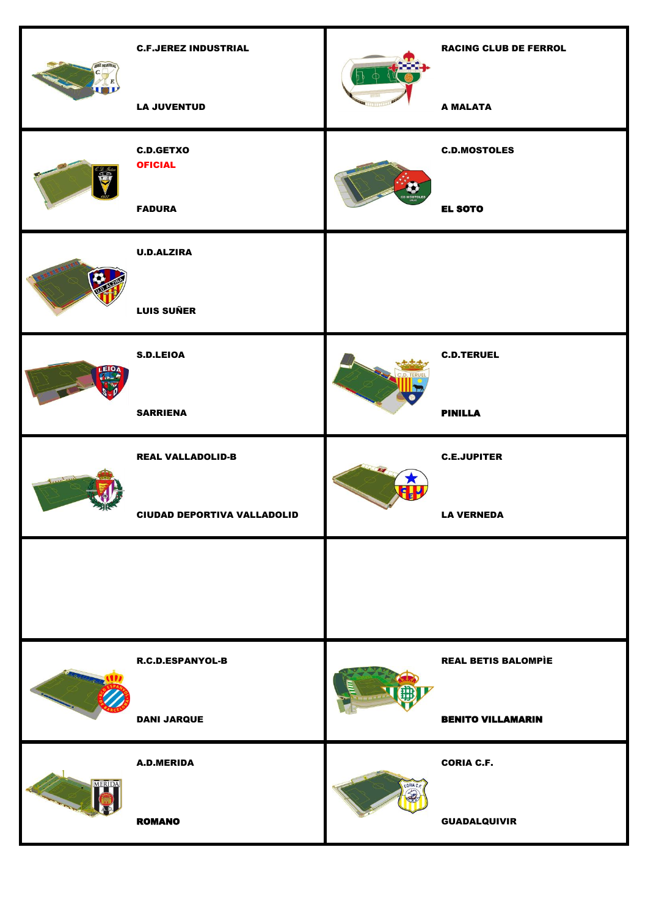| | |
|---|---|
| **C.F.JEREZ INDUSTRIAL**<br><br>**LA JUVENTUD** | **RACING CLUB DE FERROL**<br><br>**A MALATA** |
| **C.D.GETXO**<br>**OFICIAL**<br><br>**FADURA** | **C.D.MOSTOLES**<br><br>**EL SOTO** |
| **U.D.ALZIRA**<br><br>**LUIS SUÑER** | |
| **S.D.LEIOA**<br><br>**SARRIENA** | **C.D.TERUEL**<br><br>**PINILLA** |
| **REAL VALLADOLID-B**<br><br>**CIUDAD DEPORTIVA VALLADOLID** | **C.E.JUPITER**<br><br>**LA VERNEDA** |
| | |
| **R.C.D.ESPANYOL-B**<br><br>**DANI JARQUE** | **REAL BETIS BALOMPÌE**<br><br>**BENITO VILLAMARIN** |
| **A.D.MERIDA**<br><br>**ROMANO** | **CORIA C.F.**<br><br>**GUADALQUIVIR** |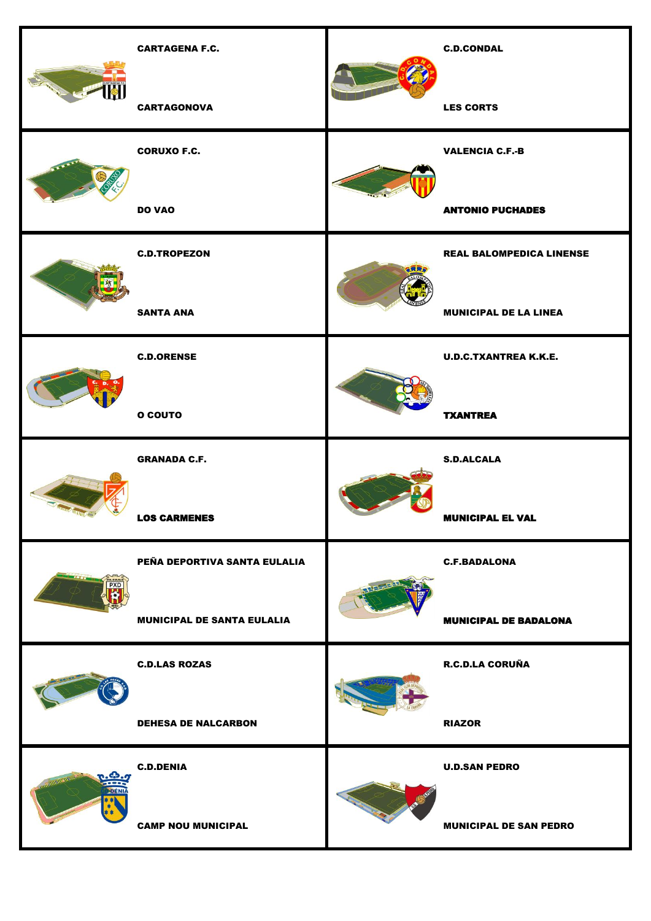| Club | Estadio | Club | Estadio |
| --- | --- | --- | --- |
| CARTAGENA F.C. | CARTAGONOVA | C.D.CONDAL | LES CORTS |
| CORUXO F.C. | DO VAO | VALENCIA C.F.-B | ANTONIO PUCHADES |
| C.D.TROPEZON | SANTA ANA | REAL BALOMPEDICA LINENSE | MUNICIPAL DE LA LINEA |
| C.D.ORENSE | O COUTO | U.D.C.TXANTREA K.K.E. | TXANTREA |
| GRANADA C.F. | LOS CARMENES | S.D.ALCALA | MUNICIPAL EL VAL |
| PEÑA DEPORTIVA SANTA EULALIA | MUNICIPAL DE SANTA EULALIA | C.F.BADALONA | MUNICIPAL DE BADALONA |
| C.D.LAS ROZAS | DEHESA DE NALCARBON | R.C.D.LA CORUÑA | RIAZOR |
| C.D.DENIA | CAMP NOU MUNICIPAL | U.D.SAN PEDRO | MUNICIPAL DE SAN PEDRO |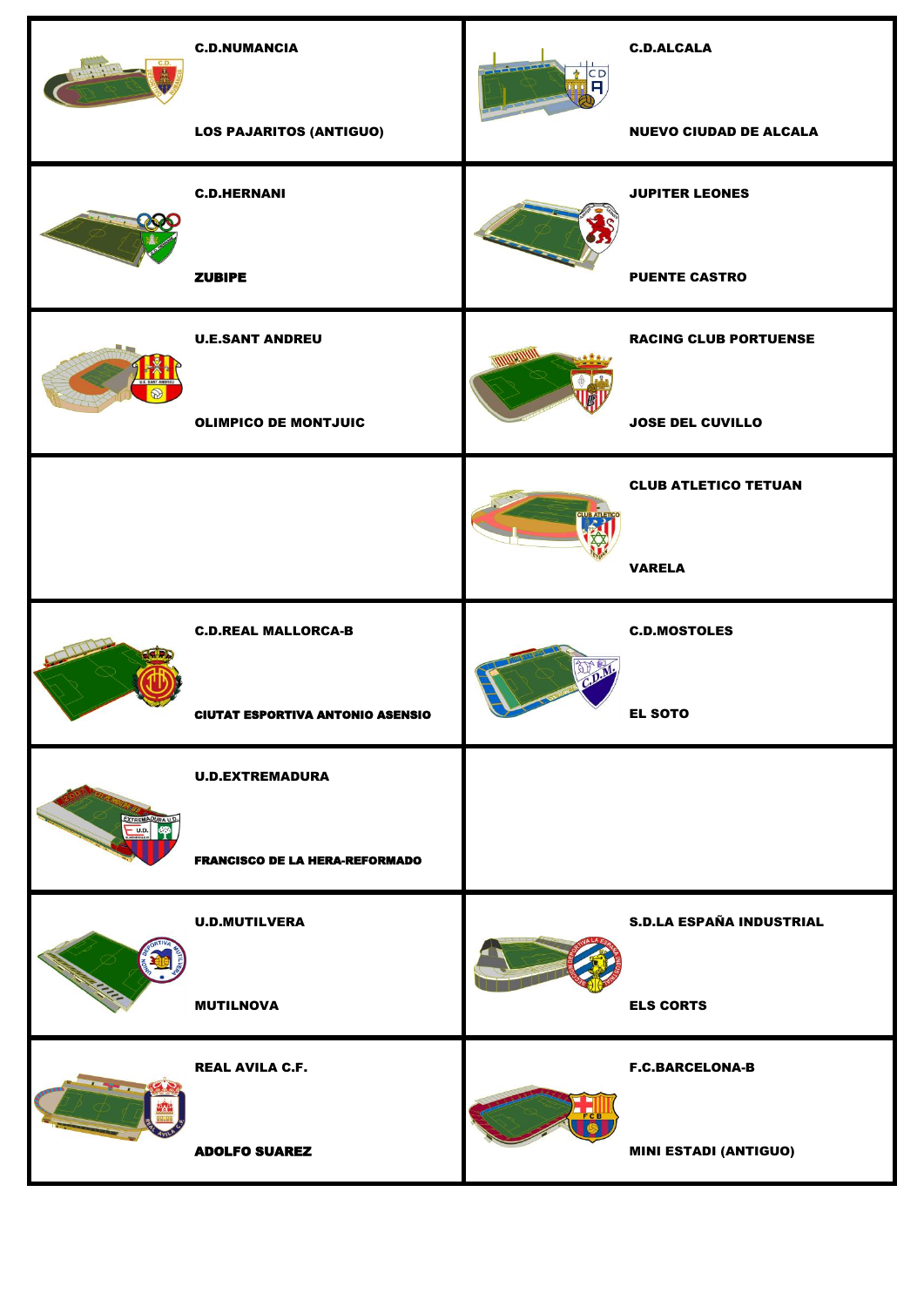| | |
|---|---|
| **C.D.NUMANCIA**<br><br>**LOS PAJARITOS (ANTIGUO)** | **C.D.ALCALA**<br><br>**NUEVO CIUDAD DE ALCALA** |
| **C.D.HERNANI**<br><br>**ZUBIPE** | **JUPITER LEONES**<br><br>**PUENTE CASTRO** |
| **U.E.SANT ANDREU**<br><br>**OLIMPICO DE MONTJUIC** | **RACING CLUB PORTUENSE**<br><br>**JOSE DEL CUVILLO** |
| | **CLUB ATLETICO TETUAN**<br><br>**VARELA** |
| **C.D.REAL MALLORCA-B**<br><br>**CIUTAT ESPORTIVA ANTONIO ASENSIO** | **C.D.MOSTOLES**<br><br>**EL SOTO** |
| **U.D.EXTREMADURA**<br><br>**FRANCISCO DE LA HERA-REFORMADO** | |
| **U.D.MUTILVERA**<br><br>**MUTILNOVA** | **S.D.LA ESPAÑA INDUSTRIAL**<br><br>**ELS CORTS** |
| **REAL AVILA C.F.**<br><br>**ADOLFO SUAREZ** | **F.C.BARCELONA-B**<br><br>**MINI ESTADI (ANTIGUO)** |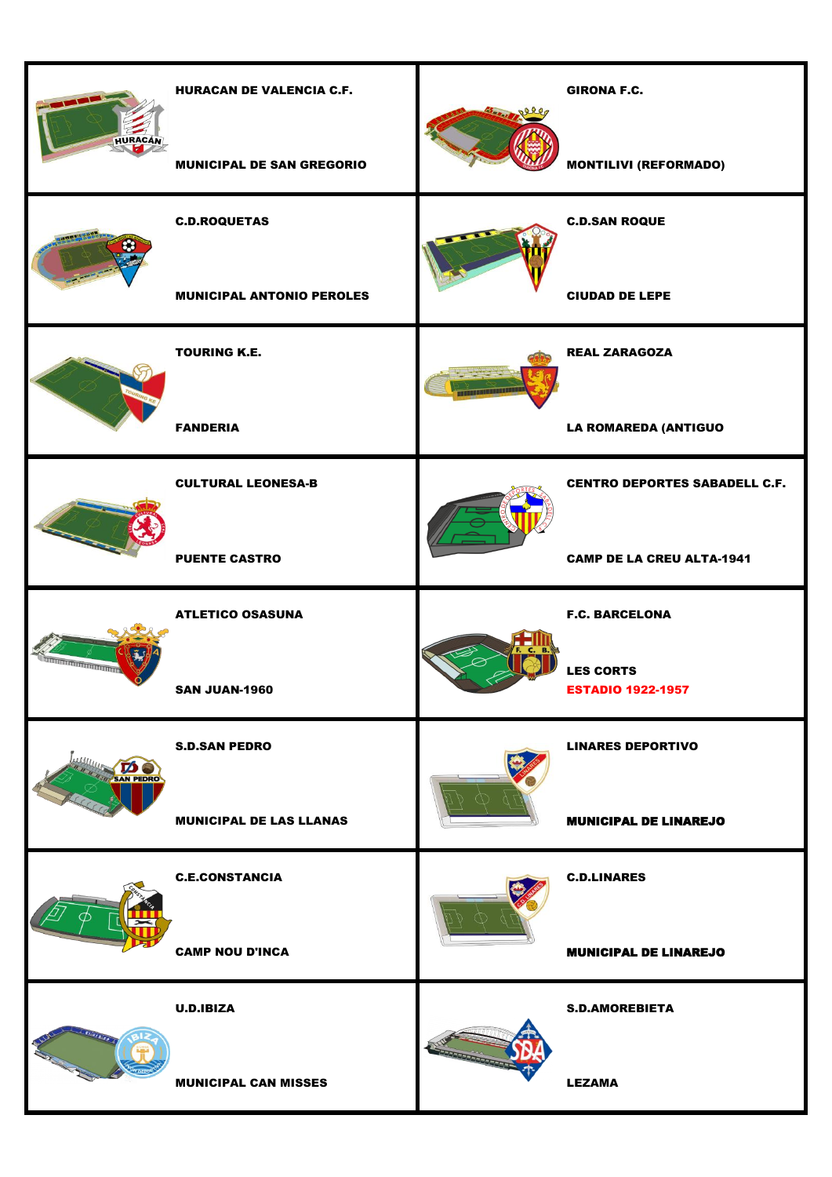| | |
|---|---|
| **HURACAN DE VALENCIA C.F.**<br>**MUNICIPAL DE SAN GREGORIO** | **GIRONA F.C.**<br>**MONTILIVI (REFORMADO)** |
| **C.D.ROQUETAS**<br>**MUNICIPAL ANTONIO PEROLES** | **C.D.SAN ROQUE**<br>**CIUDAD DE LEPE** |
| **TOURING K.E.**<br>**FANDERIA** | **REAL ZARAGOZA**<br>**LA ROMAREDA (ANTIGUO** |
| **CULTURAL LEONESA-B**<br>**PUENTE CASTRO** | **CENTRO DEPORTES SABADELL C.F.**<br>**CAMP DE LA CREU ALTA-1941** |
| **ATLETICO OSASUNA**<br>**SAN JUAN-1960** | **F.C. BARCELONA**<br>**LES CORTS**<br>**ESTADIO 1922-1957** |
| **S.D.SAN PEDRO**<br>**MUNICIPAL DE LAS LLANAS** | **LINARES DEPORTIVO**<br>**MUNICIPAL DE LINAREJO** |
| **C.E.CONSTANCIA**<br>**CAMP NOU D'INCA** | **C.D.LINARES**<br>**MUNICIPAL DE LINAREJO** |
| **U.D.IBIZA**<br>**MUNICIPAL CAN MISSES** | **S.D.AMOREBIETA**<br>**LEZAMA** |